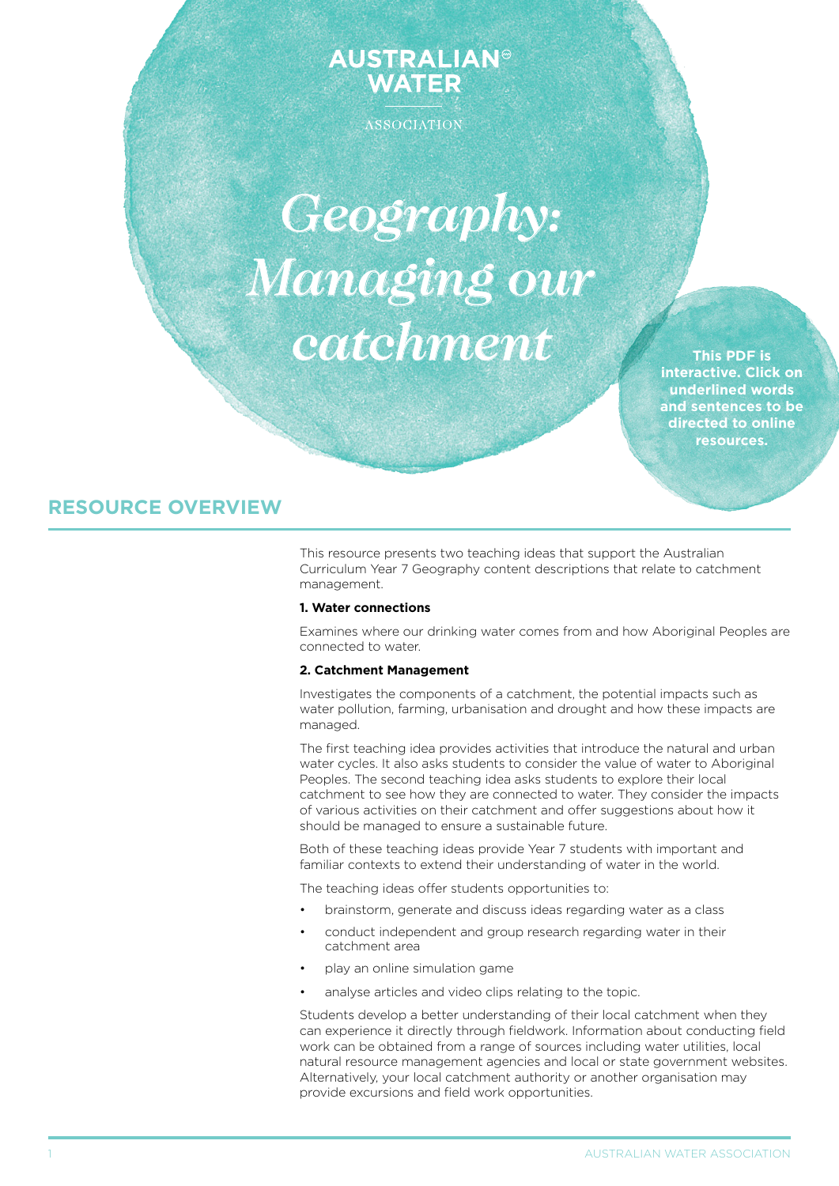AUSTRALIAN WATER ASSOCIATION

# Geography: Managing our catchment

**This PDF is interactive. Click on underlined words and sentences to be directed to online resources.**

## RESOURCE OVERVIEW

This resource presents two teaching ideas that support the Australian Curriculum Year 7 Geography content descriptions that relate to catchment management.

**1. Water connections**

Examines where our drinking water comes from and how Aboriginal Peoples are connected to water.

**2. Catchment Management**

Investigates the components of a catchment, the potential impacts such as water pollution, farming, urbanisation and drought and how these impacts are managed.

The first teaching idea provides activities that introduce the natural and urban water cycles. It also asks students to consider the value of water to Aboriginal Peoples. The second teaching idea asks students to explore their local catchment to see how they are connected to water. They consider the impacts of various activities on their catchment and offer suggestions about how it should be managed to ensure a sustainable future.

Both of these teaching ideas provide Year 7 students with important and familiar contexts to extend their understanding of water in the world.

The teaching ideas offer students opportunities to:

- brainstorm, generate and discuss ideas regarding water as a class
- conduct independent and group research regarding water in their catchment area
- play an online simulation game
- analyse articles and video clips relating to the topic.

Students develop a better understanding of their local catchment when they can experience it directly through fieldwork. Information about conducting field work can be obtained from a range of sources including water utilities, local natural resource management agencies and local or state government websites. Alternatively, your local catchment authority or another organisation may provide excursions and field work opportunities.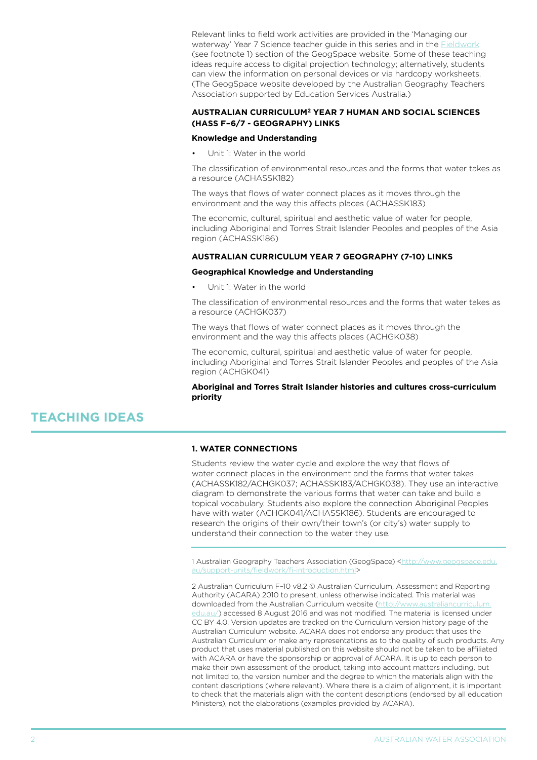Relevant links to field work activities are provided in the 'Managing our waterway' Year 7 Science teacher guide in this series and in the Fieldwork (see footnote 1) section of the GeogSpace website. Some of these teaching ideas require access to digital projection technology; alternatively, students can view the information on personal devices or via hardcopy worksheets. (The GeogSpace website developed by the Australian Geography Teachers Association supported by Education Services Australia.)

### AUSTRALIAN CURRICULUM[2] YEAR 7 HUMAN AND SOCIAL SCIENCES (HASS F–6/7 - GEOGRAPHY) LINKS

**Knowledge and Understanding**

- Unit 1: Water in the world

The classification of environmental resources and the forms that water takes as a resource (ACHASSK182)

The ways that flows of water connect places as it moves through the environment and the way this affects places (ACHASSK183)

The economic, cultural, spiritual and aesthetic value of water for people, including Aboriginal and Torres Strait Islander Peoples and peoples of the Asia region (ACHASSK186)

### AUSTRALIAN CURRICULUM YEAR 7 GEOGRAPHY (7-10) LINKS

**Geographical Knowledge and Understanding**

- Unit 1: Water in the world

The classification of environmental resources and the forms that water takes as a resource (ACHGK037)

The ways that flows of water connect places as it moves through the environment and the way this affects places (ACHGK038)

The economic, cultural, spiritual and aesthetic value of water for people, including Aboriginal and Torres Strait Islander Peoples and peoples of the Asia region (ACHGK041)

**Aboriginal and Torres Strait Islander histories and cultures cross-curriculum priority**

## TEACHING IDEAS

### 1. WATER CONNECTIONS

Students review the water cycle and explore the way that flows of water connect places in the environment and the forms that water takes (ACHASSK182/ACHGK037; ACHASSK183/ACHGK038). They use an interactive diagram to demonstrate the various forms that water can take and build a topical vocabulary. Students also explore the connection Aboriginal Peoples have with water (ACHGK041/ACHASSK186). Students are encouraged to research the origins of their own/their town's (or city's) water supply to understand their connection to the water they use.

---

1 Australian Geography Teachers Association (GeogSpace) <http://www.geogspace.edu.au/support-units/fieldwork/fi-introduction.html>

2 Australian Curriculum F–10 v8.2 © Australian Curriculum, Assessment and Reporting Authority (ACARA) 2010 to present, unless otherwise indicated. This material was downloaded from the Australian Curriculum website (http://www.australiancurriculum.edu.au/) accessed 8 August 2016 and was not modified. The material is licensed under CC BY 4.0. Version updates are tracked on the Curriculum version history page of the Australian Curriculum website. ACARA does not endorse any product that uses the Australian Curriculum or make any representations as to the quality of such products. Any product that uses material published on this website should not be taken to be affiliated with ACARA or have the sponsorship or approval of ACARA. It is up to each person to make their own assessment of the product, taking into account matters including, but not limited to, the version number and the degree to which the materials align with the content descriptions (where relevant). Where there is a claim of alignment, it is important to check that the materials align with the content descriptions (endorsed by all education Ministers), not the elaborations (examples provided by ACARA).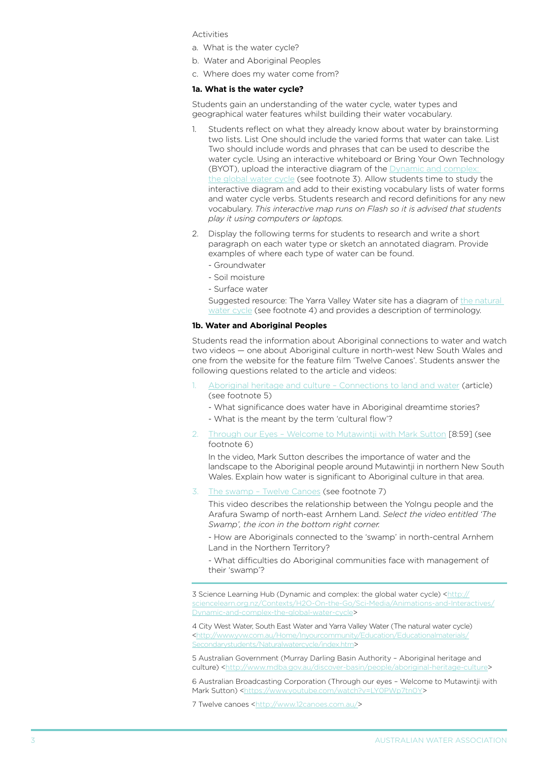Activities

a. What is the water cycle?

b. Water and Aboriginal Peoples

c. Where does my water come from?

### 1a. What is the water cycle?

Students gain an understanding of the water cycle, water types and geographical water features whilst building their water vocabulary.

1. Students reflect on what they already know about water by brainstorming two lists. List One should include the varied forms that water can take. List Two should include words and phrases that can be used to describe the water cycle. Using an interactive whiteboard or Bring Your Own Technology (BYOT), upload the interactive diagram of the Dynamic and complex: the global water cycle (see footnote 3). Allow students time to study the interactive diagram and add to their existing vocabulary lists of water forms and water cycle verbs. Students research and record definitions for any new vocabulary. *This interactive map runs on Flash so it is advised that students play it using computers or laptops.*

2. Display the following terms for students to research and write a short paragraph on each water type or sketch an annotated diagram. Provide examples of where each type of water can be found.

   - Groundwater

   - Soil moisture

   - Surface water

   Suggested resource: The Yarra Valley Water site has a diagram of the natural water cycle (see footnote 4) and provides a description of terminology.

### 1b. Water and Aboriginal Peoples

Students read the information about Aboriginal connections to water and watch two videos — one about Aboriginal culture in north-west New South Wales and one from the website for the feature film 'Twelve Canoes'. Students answer the following questions related to the article and videos:

1. Aboriginal heritage and culture – Connections to land and water (article) (see footnote 5)

   - What significance does water have in Aboriginal dreamtime stories?

   - What is the meant by the term 'cultural flow'?

2. Through our Eyes – Welcome to Mutawintji with Mark Sutton [8:59] (see footnote 6)

   In the video, Mark Sutton describes the importance of water and the landscape to the Aboriginal people around Mutawintji in northern New South Wales. Explain how water is significant to Aboriginal culture in that area.

3. The swamp – Twelve Canoes (see footnote 7)

   This video describes the relationship between the Yolngu people and the Arafura Swamp of north-east Arnhem Land. *Select the video entitled 'The Swamp', the icon in the bottom right corner.*

   - How are Aboriginals connected to the 'swamp' in north-central Arnhem Land in the Northern Territory?

   - What difficulties do Aboriginal communities face with management of their 'swamp'?

---

3 Science Learning Hub (Dynamic and complex: the global water cycle) <http://sciencelearn.org.nz/Contexts/H2O-On-the-Go/Sci-Media/Animations-and-Interactives/Dynamic-and-complex-the-global-water-cycle>

4 City West Water, South East Water and Yarra Valley Water (The natural water cycle) <http://www.yvw.com.au/Home/Inyourcommunity/Education/Educationalmaterials/Secondarystudents/Naturalwatercycle/index.htm>

5 Australian Government (Murray Darling Basin Authority – Aboriginal heritage and culture) <http://www.mdba.gov.au/discover-basin/people/aboriginal-heritage-culture>

6 Australian Broadcasting Corporation (Through our eyes – Welcome to Mutawintji with Mark Sutton) <https://www.youtube.com/watch?v=LY0PWp7tn0Y>

7 Twelve canoes <http://www.12canoes.com.au/>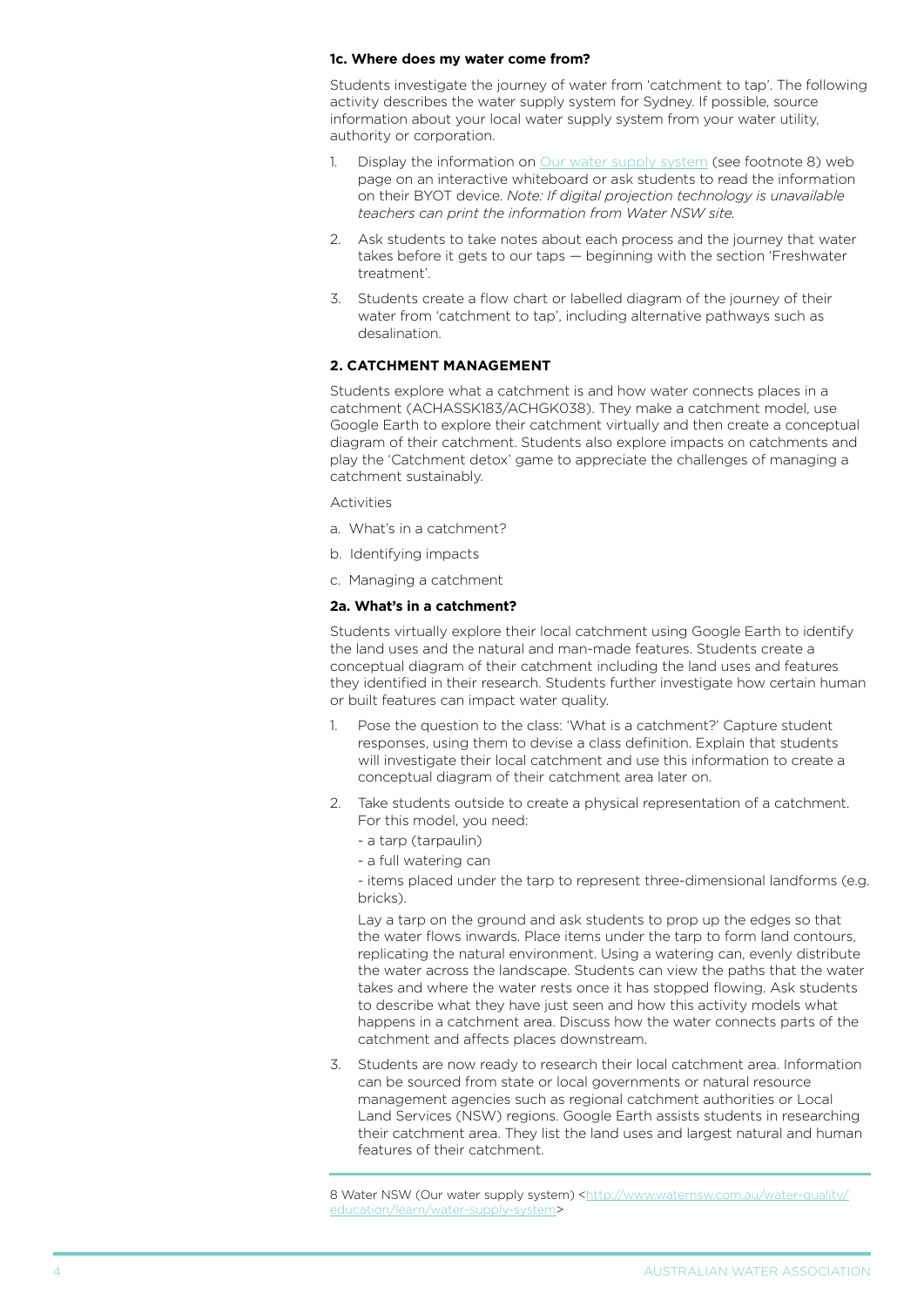#### 1c. Where does my water come from?

Students investigate the journey of water from 'catchment to tap'. The following activity describes the water supply system for Sydney. If possible, source information about your local water supply system from your water utility, authority or corporation.

1. Display the information on Our water supply system (see footnote 8) web page on an interactive whiteboard or ask students to read the information on their BYOT device. *Note: If digital projection technology is unavailable teachers can print the information from Water NSW site.*
2. Ask students to take notes about each process and the journey that water takes before it gets to our taps — beginning with the section 'Freshwater treatment'.
3. Students create a flow chart or labelled diagram of the journey of their water from 'catchment to tap', including alternative pathways such as desalination.

### 2. CATCHMENT MANAGEMENT

Students explore what a catchment is and how water connects places in a catchment (ACHASSK183/ACHGK038). They make a catchment model, use Google Earth to explore their catchment virtually and then create a conceptual diagram of their catchment. Students also explore impacts on catchments and play the 'Catchment detox' game to appreciate the challenges of managing a catchment sustainably.

Activities

a. What's in a catchment?

b. Identifying impacts

c. Managing a catchment

#### 2a. What's in a catchment?

Students virtually explore their local catchment using Google Earth to identify the land uses and the natural and man-made features. Students create a conceptual diagram of their catchment including the land uses and features they identified in their research. Students further investigate how certain human or built features can impact water quality.

1. Pose the question to the class: 'What is a catchment?' Capture student responses, using them to devise a class definition. Explain that students will investigate their local catchment and use this information to create a conceptual diagram of their catchment area later on.
2. Take students outside to create a physical representation of a catchment. For this model, you need:

   - a tarp (tarpaulin)

   - a full watering can

   - items placed under the tarp to represent three-dimensional landforms (e.g. bricks).

   Lay a tarp on the ground and ask students to prop up the edges so that the water flows inwards. Place items under the tarp to form land contours, replicating the natural environment. Using a watering can, evenly distribute the water across the landscape. Students can view the paths that the water takes and where the water rests once it has stopped flowing. Ask students to describe what they have just seen and how this activity models what happens in a catchment area. Discuss how the water connects parts of the catchment and affects places downstream.
3. Students are now ready to research their local catchment area. Information can be sourced from state or local governments or natural resource management agencies such as regional catchment authorities or Local Land Services (NSW) regions. Google Earth assists students in researching their catchment area. They list the land uses and largest natural and human features of their catchment.

8 Water NSW (Our water supply system) <http://www.waternsw.com.au/water-quality/education/learn/water-supply-system>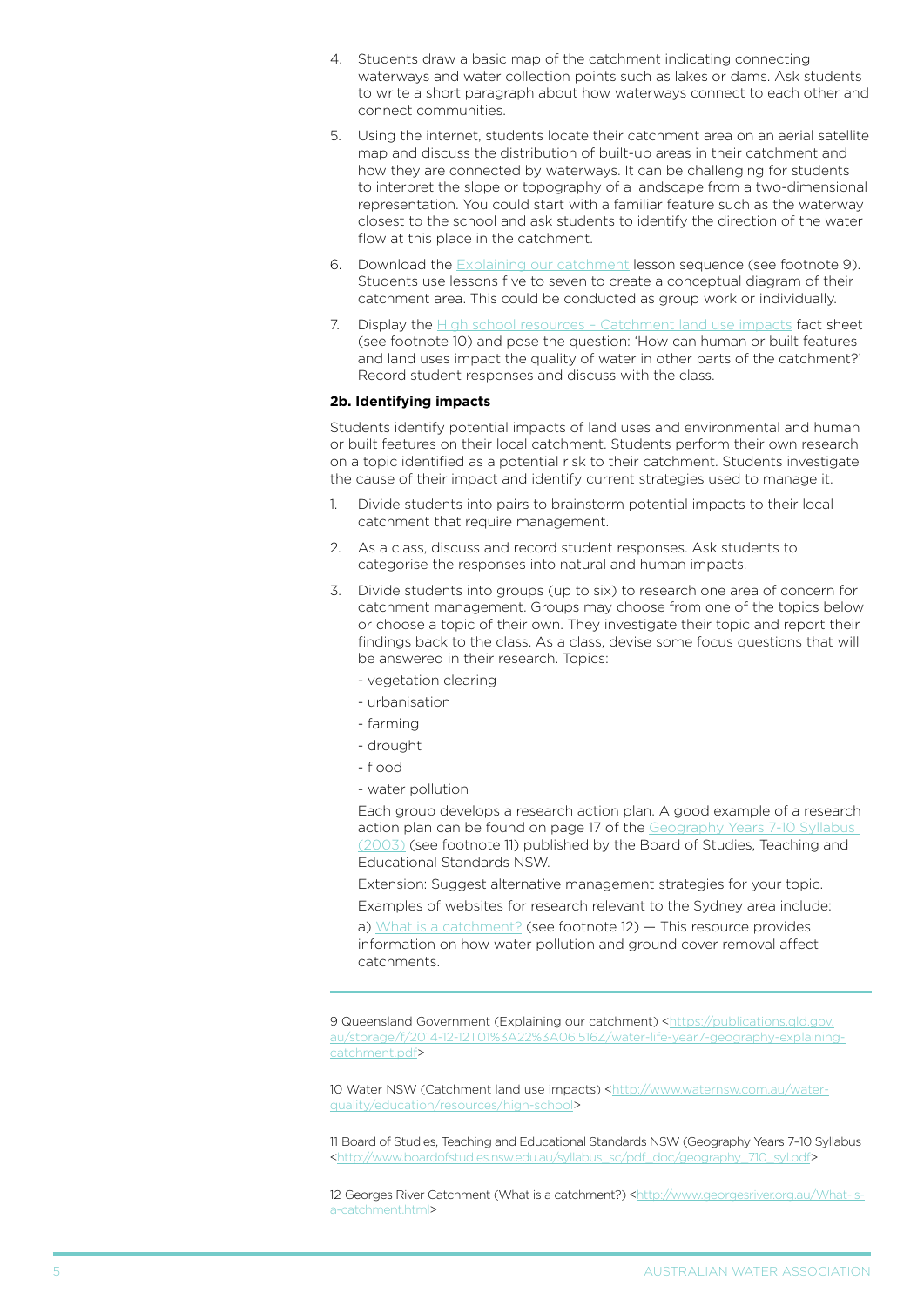4. Students draw a basic map of the catchment indicating connecting waterways and water collection points such as lakes or dams. Ask students to write a short paragraph about how waterways connect to each other and connect communities.
5. Using the internet, students locate their catchment area on an aerial satellite map and discuss the distribution of built-up areas in their catchment and how they are connected by waterways. It can be challenging for students to interpret the slope or topography of a landscape from a two-dimensional representation. You could start with a familiar feature such as the waterway closest to the school and ask students to identify the direction of the water flow at this place in the catchment.
6. Download the Explaining our catchment lesson sequence (see footnote 9). Students use lessons five to seven to create a conceptual diagram of their catchment area. This could be conducted as group work or individually.
7. Display the High school resources – Catchment land use impacts fact sheet (see footnote 10) and pose the question: 'How can human or built features and land uses impact the quality of water in other parts of the catchment?' Record student responses and discuss with the class.

**2b. Identifying impacts**

Students identify potential impacts of land uses and environmental and human or built features on their local catchment. Students perform their own research on a topic identified as a potential risk to their catchment. Students investigate the cause of their impact and identify current strategies used to manage it.

1. Divide students into pairs to brainstorm potential impacts to their local catchment that require management.
2. As a class, discuss and record student responses. Ask students to categorise the responses into natural and human impacts.
3. Divide students into groups (up to six) to research one area of concern for catchment management. Groups may choose from one of the topics below or choose a topic of their own. They investigate their topic and report their findings back to the class. As a class, devise some focus questions that will be answered in their research. Topics:
   - vegetation clearing
   - urbanisation
   - farming
   - drought
   - flood
   - water pollution

   Each group develops a research action plan. A good example of a research action plan can be found on page 17 of the Geography Years 7-10 Syllabus (2003) (see footnote 11) published by the Board of Studies, Teaching and Educational Standards NSW.

   Extension: Suggest alternative management strategies for your topic.

   Examples of websites for research relevant to the Sydney area include:

   a) What is a catchment? (see footnote 12) — This resource provides information on how water pollution and ground cover removal affect catchments.

---

9 Queensland Government (Explaining our catchment) <https://publications.qld.gov.au/storage/f/2014-12-12T01%3A22%3A06.516Z/water-life-year7-geography-explaining-catchment.pdf>

10 Water NSW (Catchment land use impacts) <http://www.waternsw.com.au/water-quality/education/resources/high-school>

11 Board of Studies, Teaching and Educational Standards NSW (Geography Years 7–10 Syllabus <http://www.boardofstudies.nsw.edu.au/syllabus_sc/pdf_doc/geography_710_syl.pdf>

12 Georges River Catchment (What is a catchment?) <http://www.georgesriver.org.au/What-is-a-catchment.html>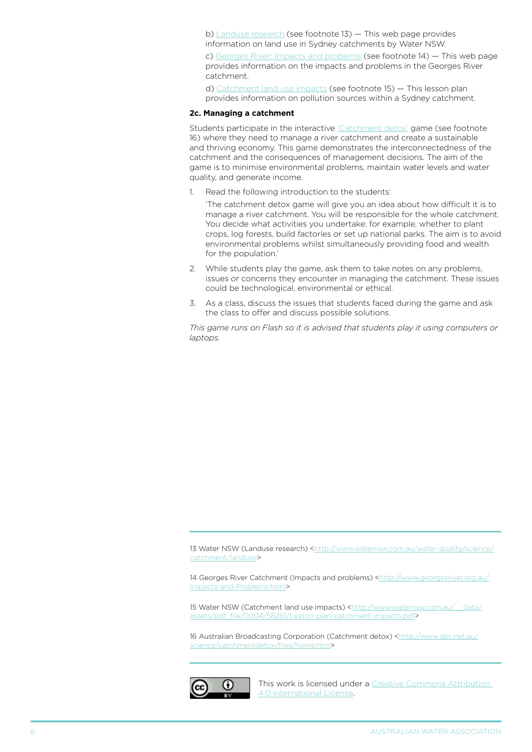b) Landuse research (see footnote 13) — This web page provides information on land use in Sydney catchments by Water NSW.

c) Georges River: Impacts and problems (see footnote 14) — This web page provides information on the impacts and problems in the Georges River catchment.

d) Catchment land use impacts (see footnote 15) — This lesson plan provides information on pollution sources within a Sydney catchment.

**2c. Managing a catchment**

Students participate in the interactive 'Catchment detox' game (see footnote 16) where they need to manage a river catchment and create a sustainable and thriving economy. This game demonstrates the interconnectedness of the catchment and the consequences of management decisions. The aim of the game is to minimise environmental problems, maintain water levels and water quality, and generate income.

1. Read the following introduction to the students:

   'The catchment detox game will give you an idea about how difficult it is to manage a river catchment. You will be responsible for the whole catchment. You decide what activities you undertake: for example, whether to plant crops, log forests, build factories or set up national parks. The aim is to avoid environmental problems whilst simultaneously providing food and wealth for the population.'

2. While students play the game, ask them to take notes on any problems, issues or concerns they encounter in managing the catchment. These issues could be technological, environmental or ethical.

3. As a class, discuss the issues that students faced during the game and ask the class to offer and discuss possible solutions.

*This game runs on Flash so it is advised that students play it using computers or laptops.*

---

13 Water NSW (Landuse research) <http://www.waternsw.com.au/water-quality/science/catchment/landuse>

14 Georges River Catchment (Impacts and problems) <http://www.georgesriver.org.au/Impacts-and-Problems.html>

15 Water NSW (Catchment land use impacts) <http://www.waternsw.com.au/__data/assets/pdf_file/0004/58261/Lesson-plan-catchment-impacts.pdf>

16 Australian Broadcasting Corporation (Catchment detox) <http://www.abc.net.au/science/catchmentdetox/files/home.htm>

---

This work is licensed under a Creative Commons Attribution 4.0 International License.